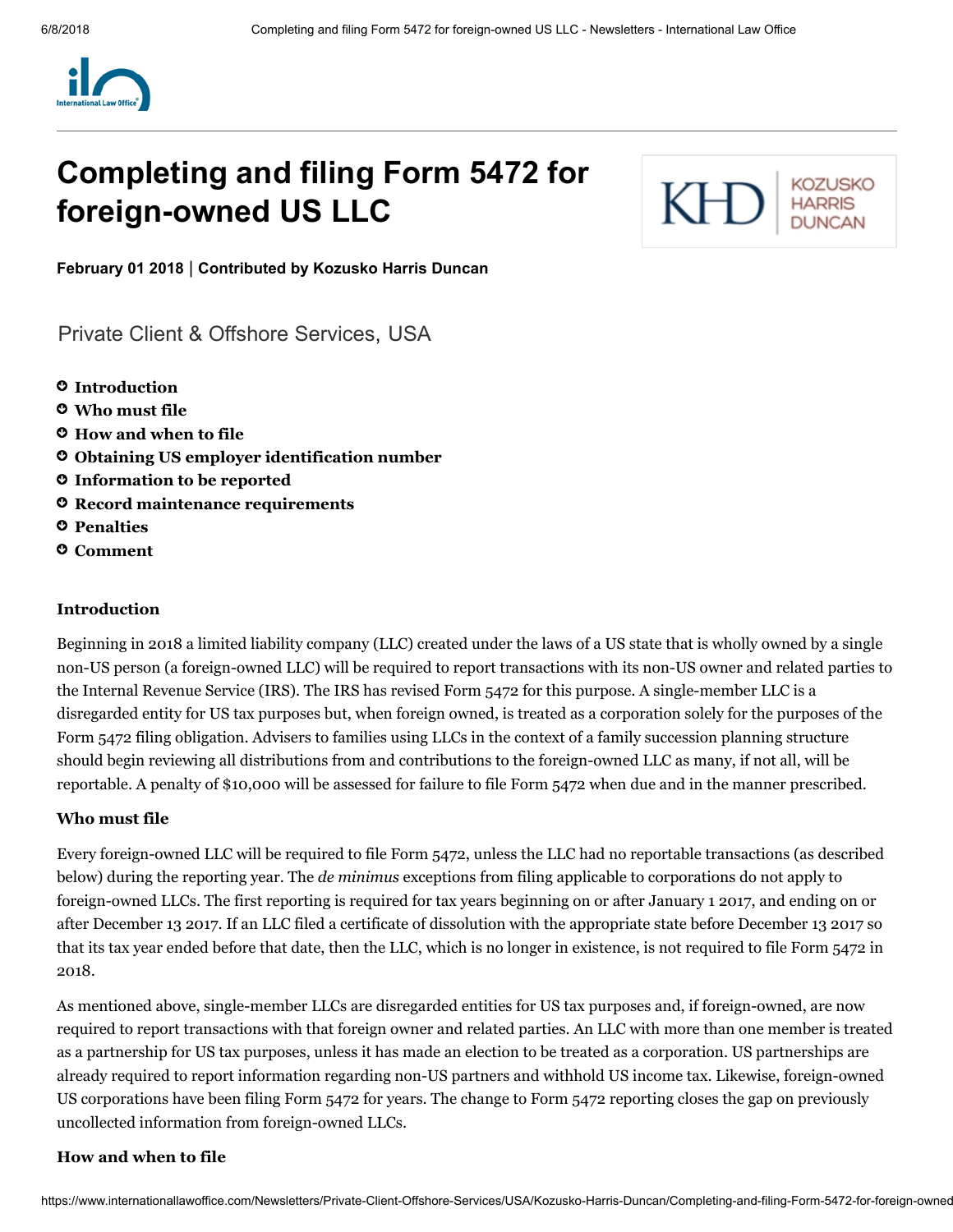# Completing and filing Form 5472 for foreign-owned US LLC

**February 01 2018 | Contributed by Kozusko Harris Duncan**

Private Client & Offshore Services, USA

- **Introduction**
- **Who must file**
- **How and when to file**
- **Obtaining US employer identification number**
- **Information to be reported**
- **Record maintenance requirements**
- **Penalties**
- **Comment**

## Introduction

Beginning in 2018 a limited liability company (LLC) created under the laws of a US state that is wholly owned by a single non-US person (a foreign-owned LLC) will be required to report transactions with its non-US owner and related parties to the Internal Revenue Service (IRS). The IRS has revised Form 5472 for this purpose. A single-member LLC is a disregarded entity for US tax purposes but, when foreign owned, is treated as a corporation solely for the purposes of the Form 5472 filing obligation. Advisers to families using LLCs in the context of a family succession planning structure should begin reviewing all distributions from and contributions to the foreign-owned LLC as many, if not all, will be reportable. A penalty of $10,000 will be assessed for failure to file Form 5472 when due and in the manner prescribed.

## Who must file

Every foreign-owned LLC will be required to file Form 5472, unless the LLC had no reportable transactions (as described below) during the reporting year. The *de minimus* exceptions from filing applicable to corporations do not apply to foreign-owned LLCs. The first reporting is required for tax years beginning on or after January 1 2017, and ending on or after December 13 2017. If an LLC filed a certificate of dissolution with the appropriate state before December 13 2017 so that its tax year ended before that date, then the LLC, which is no longer in existence, is not required to file Form 5472 in 2018.

As mentioned above, single-member LLCs are disregarded entities for US tax purposes and, if foreign-owned, are now required to report transactions with that foreign owner and related parties. An LLC with more than one member is treated as a partnership for US tax purposes, unless it has made an election to be treated as a corporation. US partnerships are already required to report information regarding non-US partners and withhold US income tax. Likewise, foreign-owned US corporations have been filing Form 5472 for years. The change to Form 5472 reporting closes the gap on previously uncollected information from foreign-owned LLCs.

## How and when to file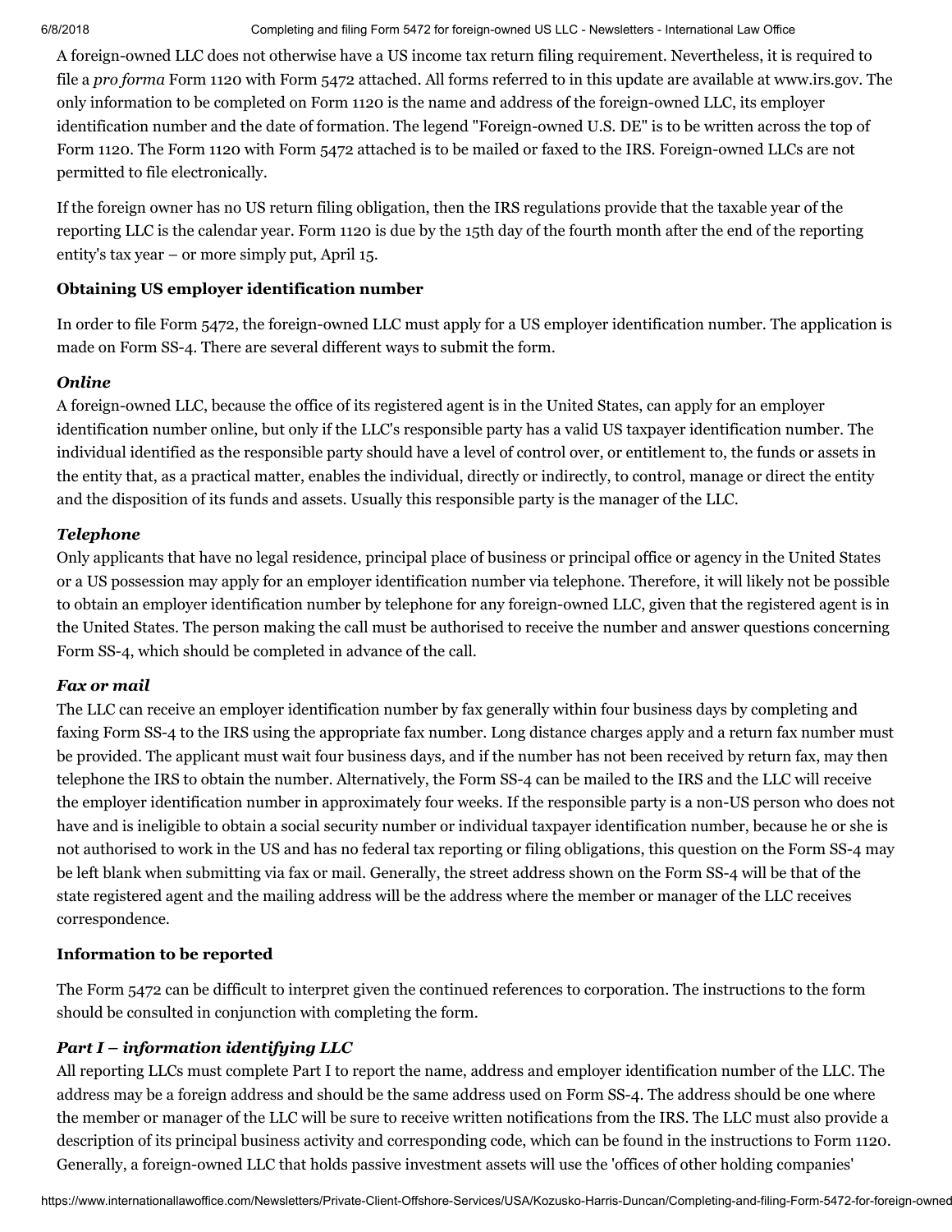A foreign-owned LLC does not otherwise have a US income tax return filing requirement. Nevertheless, it is required to file a *pro forma* Form 1120 with Form 5472 attached. All forms referred to in this update are available at www.irs.gov. The only information to be completed on Form 1120 is the name and address of the foreign-owned LLC, its employer identification number and the date of formation. The legend "Foreign-owned U.S. DE" is to be written across the top of Form 1120. The Form 1120 with Form 5472 attached is to be mailed or faxed to the IRS. Foreign-owned LLCs are not permitted to file electronically.

If the foreign owner has no US return filing obligation, then the IRS regulations provide that the taxable year of the reporting LLC is the calendar year. Form 1120 is due by the 15th day of the fourth month after the end of the reporting entity's tax year – or more simply put, April 15.

### Obtaining US employer identification number

In order to file Form 5472, the foreign-owned LLC must apply for a US employer identification number. The application is made on Form SS-4. There are several different ways to submit the form.

#### *Online*

A foreign-owned LLC, because the office of its registered agent is in the United States, can apply for an employer identification number online, but only if the LLC's responsible party has a valid US taxpayer identification number. The individual identified as the responsible party should have a level of control over, or entitlement to, the funds or assets in the entity that, as a practical matter, enables the individual, directly or indirectly, to control, manage or direct the entity and the disposition of its funds and assets. Usually this responsible party is the manager of the LLC.

#### *Telephone*

Only applicants that have no legal residence, principal place of business or principal office or agency in the United States or a US possession may apply for an employer identification number via telephone. Therefore, it will likely not be possible to obtain an employer identification number by telephone for any foreign-owned LLC, given that the registered agent is in the United States. The person making the call must be authorised to receive the number and answer questions concerning Form SS-4, which should be completed in advance of the call.

#### *Fax or mail*

The LLC can receive an employer identification number by fax generally within four business days by completing and faxing Form SS-4 to the IRS using the appropriate fax number. Long distance charges apply and a return fax number must be provided. The applicant must wait four business days, and if the number has not been received by return fax, may then telephone the IRS to obtain the number. Alternatively, the Form SS-4 can be mailed to the IRS and the LLC will receive the employer identification number in approximately four weeks. If the responsible party is a non-US person who does not have and is ineligible to obtain a social security number or individual taxpayer identification number, because he or she is not authorised to work in the US and has no federal tax reporting or filing obligations, this question on the Form SS-4 may be left blank when submitting via fax or mail. Generally, the street address shown on the Form SS-4 will be that of the state registered agent and the mailing address will be the address where the member or manager of the LLC receives correspondence.

### Information to be reported

The Form 5472 can be difficult to interpret given the continued references to corporation. The instructions to the form should be consulted in conjunction with completing the form.

#### *Part I – information identifying LLC*

All reporting LLCs must complete Part I to report the name, address and employer identification number of the LLC. The address may be a foreign address and should be the same address used on Form SS-4. The address should be one where the member or manager of the LLC will be sure to receive written notifications from the IRS. The LLC must also provide a description of its principal business activity and corresponding code, which can be found in the instructions to Form 1120. Generally, a foreign-owned LLC that holds passive investment assets will use the 'offices of other holding companies'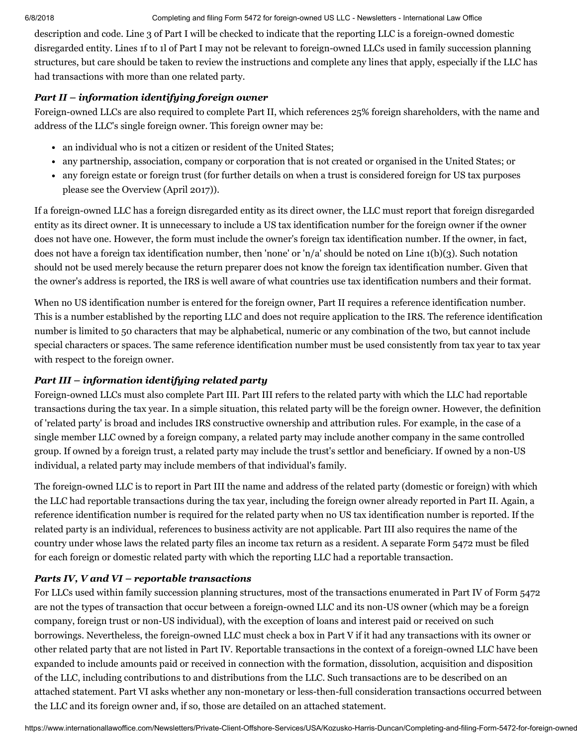description and code. Line 3 of Part I will be checked to indicate that the reporting LLC is a foreign-owned domestic disregarded entity. Lines 1f to 1l of Part I may not be relevant to foreign-owned LLCs used in family succession planning structures, but care should be taken to review the instructions and complete any lines that apply, especially if the LLC has had transactions with more than one related party.

### *Part II – information identifying foreign owner*

Foreign-owned LLCs are also required to complete Part II, which references 25% foreign shareholders, with the name and address of the LLC's single foreign owner. This foreign owner may be:

- an individual who is not a citizen or resident of the United States;
- any partnership, association, company or corporation that is not created or organised in the United States; or
- any foreign estate or foreign trust (for further details on when a trust is considered foreign for US tax purposes please see the Overview (April 2017)).

If a foreign-owned LLC has a foreign disregarded entity as its direct owner, the LLC must report that foreign disregarded entity as its direct owner. It is unnecessary to include a US tax identification number for the foreign owner if the owner does not have one. However, the form must include the owner's foreign tax identification number. If the owner, in fact, does not have a foreign tax identification number, then 'none' or 'n/a' should be noted on Line 1(b)(3). Such notation should not be used merely because the return preparer does not know the foreign tax identification number. Given that the owner's address is reported, the IRS is well aware of what countries use tax identification numbers and their format.

When no US identification number is entered for the foreign owner, Part II requires a reference identification number. This is a number established by the reporting LLC and does not require application to the IRS. The reference identification number is limited to 50 characters that may be alphabetical, numeric or any combination of the two, but cannot include special characters or spaces. The same reference identification number must be used consistently from tax year to tax year with respect to the foreign owner.

### *Part III – information identifying related party*

Foreign-owned LLCs must also complete Part III. Part III refers to the related party with which the LLC had reportable transactions during the tax year. In a simple situation, this related party will be the foreign owner. However, the definition of 'related party' is broad and includes IRS constructive ownership and attribution rules. For example, in the case of a single member LLC owned by a foreign company, a related party may include another company in the same controlled group. If owned by a foreign trust, a related party may include the trust's settlor and beneficiary. If owned by a non-US individual, a related party may include members of that individual's family.

The foreign-owned LLC is to report in Part III the name and address of the related party (domestic or foreign) with which the LLC had reportable transactions during the tax year, including the foreign owner already reported in Part II. Again, a reference identification number is required for the related party when no US tax identification number is reported. If the related party is an individual, references to business activity are not applicable. Part III also requires the name of the country under whose laws the related party files an income tax return as a resident. A separate Form 5472 must be filed for each foreign or domestic related party with which the reporting LLC had a reportable transaction.

### *Parts IV, V and VI – reportable transactions*

For LLCs used within family succession planning structures, most of the transactions enumerated in Part IV of Form 5472 are not the types of transaction that occur between a foreign-owned LLC and its non-US owner (which may be a foreign company, foreign trust or non-US individual), with the exception of loans and interest paid or received on such borrowings. Nevertheless, the foreign-owned LLC must check a box in Part V if it had any transactions with its owner or other related party that are not listed in Part IV. Reportable transactions in the context of a foreign-owned LLC have been expanded to include amounts paid or received in connection with the formation, dissolution, acquisition and disposition of the LLC, including contributions to and distributions from the LLC. Such transactions are to be described on an attached statement. Part VI asks whether any non-monetary or less-then-full consideration transactions occurred between the LLC and its foreign owner and, if so, those are detailed on an attached statement.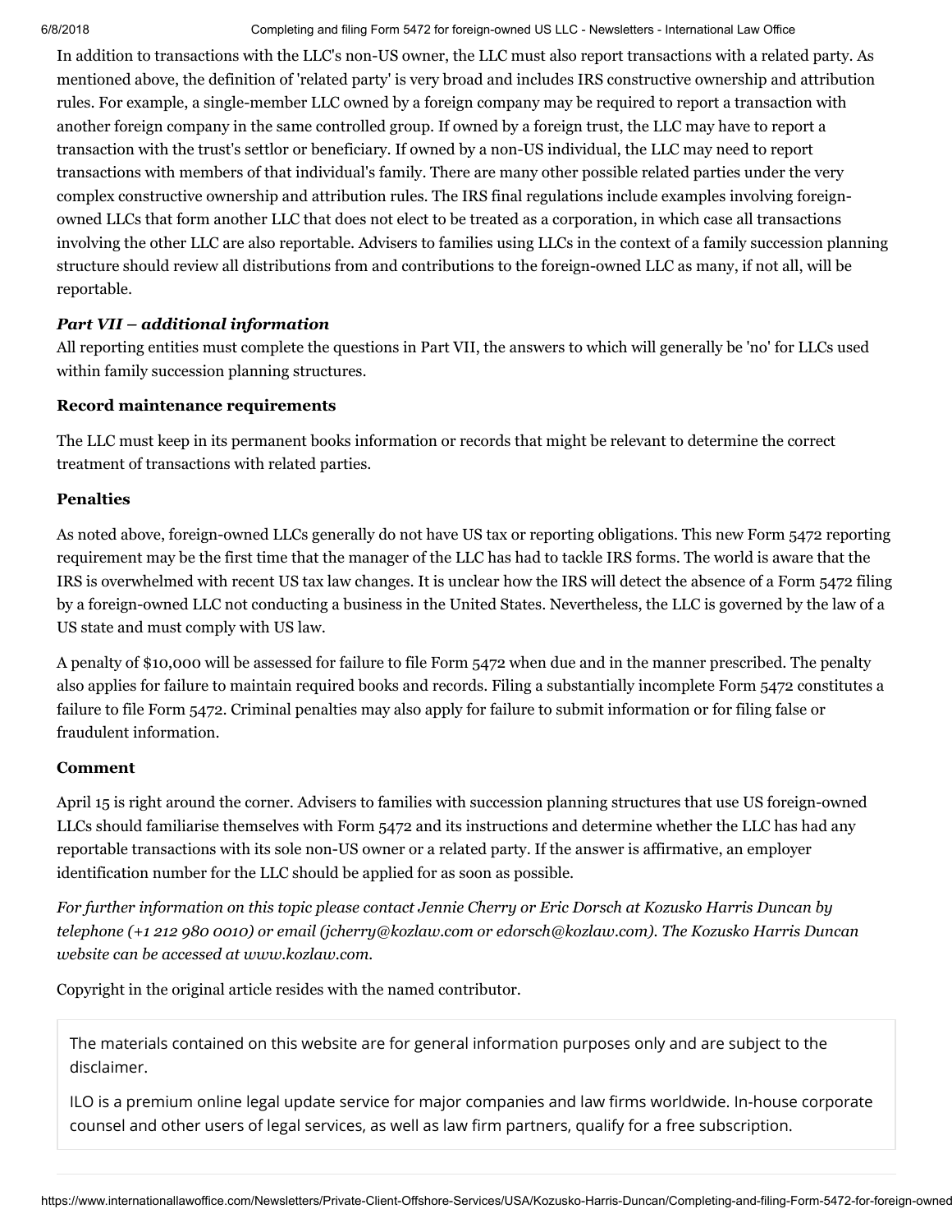In addition to transactions with the LLC's non-US owner, the LLC must also report transactions with a related party. As mentioned above, the definition of 'related party' is very broad and includes IRS constructive ownership and attribution rules. For example, a single-member LLC owned by a foreign company may be required to report a transaction with another foreign company in the same controlled group. If owned by a foreign trust, the LLC may have to report a transaction with the trust's settlor or beneficiary. If owned by a non-US individual, the LLC may need to report transactions with members of that individual's family. There are many other possible related parties under the very complex constructive ownership and attribution rules. The IRS final regulations include examples involving foreign-owned LLCs that form another LLC that does not elect to be treated as a corporation, in which case all transactions involving the other LLC are also reportable. Advisers to families using LLCs in the context of a family succession planning structure should review all distributions from and contributions to the foreign-owned LLC as many, if not all, will be reportable.

***Part VII – additional information***

All reporting entities must complete the questions in Part VII, the answers to which will generally be 'no' for LLCs used within family succession planning structures.

**Record maintenance requirements**

The LLC must keep in its permanent books information or records that might be relevant to determine the correct treatment of transactions with related parties.

**Penalties**

As noted above, foreign-owned LLCs generally do not have US tax or reporting obligations. This new Form 5472 reporting requirement may be the first time that the manager of the LLC has had to tackle IRS forms. The world is aware that the IRS is overwhelmed with recent US tax law changes. It is unclear how the IRS will detect the absence of a Form 5472 filing by a foreign-owned LLC not conducting a business in the United States. Nevertheless, the LLC is governed by the law of a US state and must comply with US law.

A penalty of $10,000 will be assessed for failure to file Form 5472 when due and in the manner prescribed. The penalty also applies for failure to maintain required books and records. Filing a substantially incomplete Form 5472 constitutes a failure to file Form 5472. Criminal penalties may also apply for failure to submit information or for filing false or fraudulent information.

**Comment**

April 15 is right around the corner. Advisers to families with succession planning structures that use US foreign-owned LLCs should familiarise themselves with Form 5472 and its instructions and determine whether the LLC has had any reportable transactions with its sole non-US owner or a related party. If the answer is affirmative, an employer identification number for the LLC should be applied for as soon as possible.

*For further information on this topic please contact Jennie Cherry or Eric Dorsch at Kozusko Harris Duncan by telephone (+1 212 980 0010) or email (jcherry@kozlaw.com or edorsch@kozlaw.com). The Kozusko Harris Duncan website can be accessed at www.kozlaw.com.*

Copyright in the original article resides with the named contributor.

The materials contained on this website are for general information purposes only and are subject to the disclaimer.

ILO is a premium online legal update service for major companies and law firms worldwide. In-house corporate counsel and other users of legal services, as well as law firm partners, qualify for a free subscription.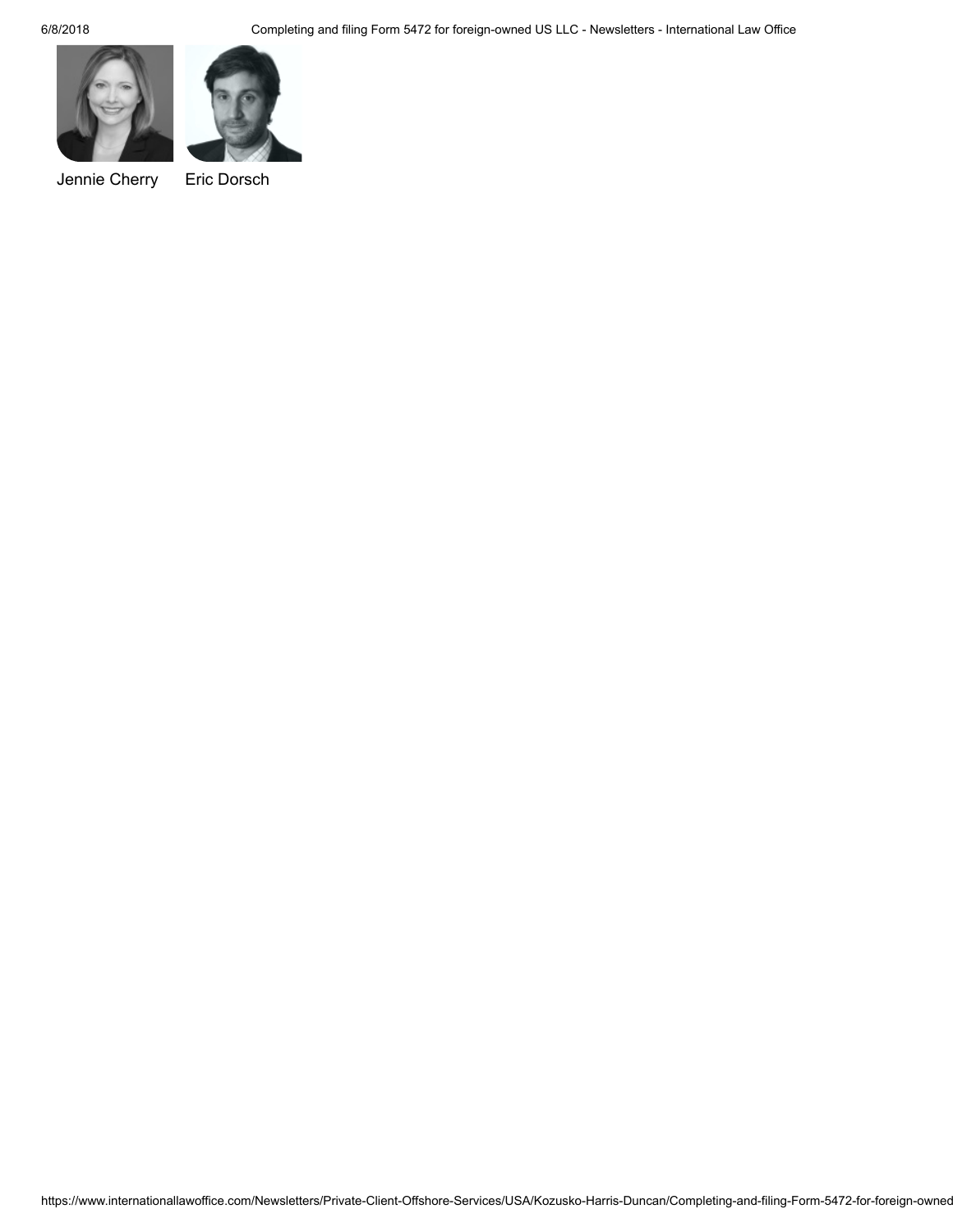Jennie Cherry Eric Dorsch